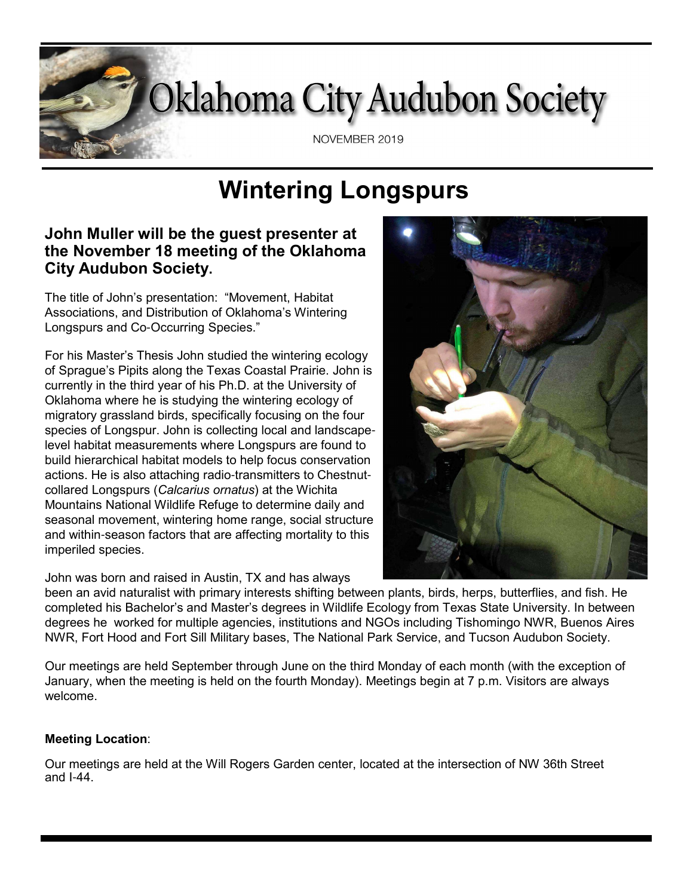# Oklahoma City Audubon Society

NOVEMBER 2019

## Wintering Longspurs

### John Muller will be the guest presenter at the November 18 meeting of the Oklahoma City Audubon Society.

The title of John's presentation: "Movement, Habitat Associations, and Distribution of Oklahoma's Wintering Longspurs and Co-Occurring Species."

For his Master's Thesis John studied the wintering ecology of Sprague's Pipits along the Texas Coastal Prairie. John is currently in the third year of his Ph.D. at the University of Oklahoma where he is studying the wintering ecology of migratory grassland birds, specifically focusing on the four species of Longspur. John is collecting local and landscape-level habitat measurements where Longspurs are found to build hierarchical habitat models to help focus conservation actions. He is also attaching radio-transmitters to Chestnut-collared Longspurs (*Calcarius ornatus*) at the Wichita Mountains National Wildlife Refuge to determine daily and seasonal movement, wintering home range, social structure and within-season factors that are affecting mortality to this imperiled species.

John was born and raised in Austin, TX and has always been an avid naturalist with primary interests shifting between plants, birds, herps, butterflies, and fish. He completed his Bachelor's and Master's degrees in Wildlife Ecology from Texas State University. In between degrees he worked for multiple agencies, institutions and NGOs including Tishomingo NWR, Buenos Aires NWR, Fort Hood and Fort Sill Military bases, The National Park Service, and Tucson Audubon Society.

Our meetings are held September through June on the third Monday of each month (with the exception of January, when the meeting is held on the fourth Monday). Meetings begin at 7 p.m. Visitors are always welcome.

**Meeting Location**:

Our meetings are held at the Will Rogers Garden center, located at the intersection of NW 36th Street and I-44.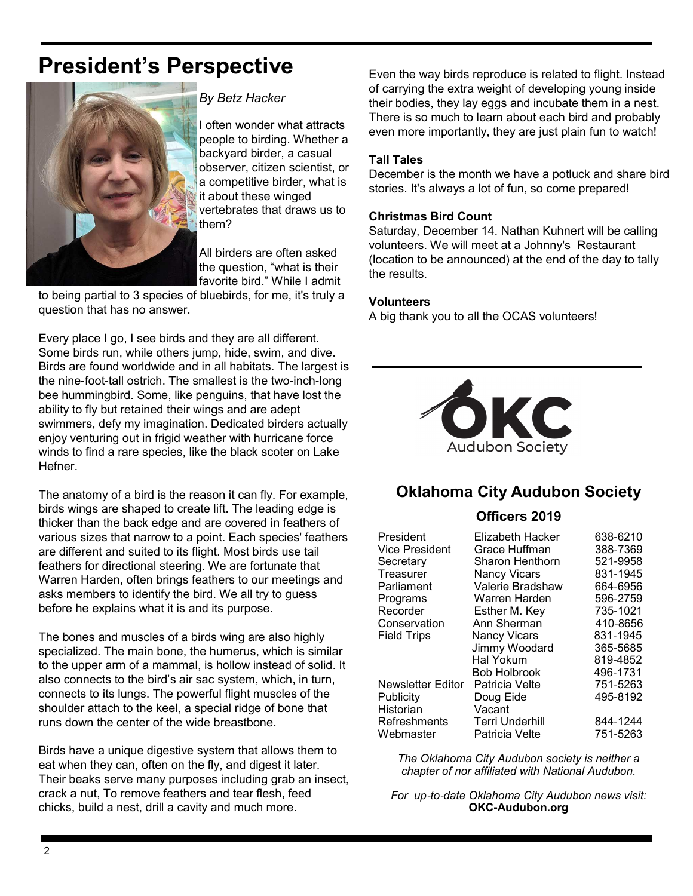# President's Perspective

*By Betz Hacker*

I often wonder what attracts people to birding. Whether a backyard birder, a casual observer, citizen scientist, or a competitive birder, what is it about these winged vertebrates that draws us to them?

All birders are often asked the question, "what is their favorite bird." While I admit to being partial to 3 species of bluebirds, for me, it's truly a question that has no answer.

Every place I go, I see birds and they are all different. Some birds run, while others jump, hide, swim, and dive. Birds are found worldwide and in all habitats. The largest is the nine-foot-tall ostrich. The smallest is the two-inch-long bee hummingbird. Some, like penguins, that have lost the ability to fly but retained their wings and are adept swimmers, defy my imagination. Dedicated birders actually enjoy venturing out in frigid weather with hurricane force winds to find a rare species, like the black scoter on Lake Hefner.

The anatomy of a bird is the reason it can fly. For example, birds wings are shaped to create lift. The leading edge is thicker than the back edge and are covered in feathers of various sizes that narrow to a point. Each species' feathers are different and suited to its flight. Most birds use tail feathers for directional steering. We are fortunate that Warren Harden, often brings feathers to our meetings and asks members to identify the bird. We all try to guess before he explains what it is and its purpose.

The bones and muscles of a birds wing are also highly specialized. The main bone, the humerus, which is similar to the upper arm of a mammal, is hollow instead of solid. It also connects to the bird's air sac system, which, in turn, connects to its lungs. The powerful flight muscles of the shoulder attach to the keel, a special ridge of bone that runs down the center of the wide breastbone.

Birds have a unique digestive system that allows them to eat when they can, often on the fly, and digest it later. Their beaks serve many purposes including grab an insect, crack a nut, To remove feathers and tear flesh, feed chicks, build a nest, drill a cavity and much more.

Even the way birds reproduce is related to flight. Instead of carrying the extra weight of developing young inside their bodies, they lay eggs and incubate them in a nest. There is so much to learn about each bird and probably even more importantly, they are just plain fun to watch!

**Tall Tales**

December is the month we have a potluck and share bird stories. It's always a lot of fun, so come prepared!

**Christmas Bird Count**

Saturday, December 14. Nathan Kuhnert will be calling volunteers. We will meet at a Johnny's Restaurant (location to be announced) at the end of the day to tally the results.

**Volunteers**

A big thank you to all the OCAS volunteers!

OKC Audubon Society

## Oklahoma City Audubon Society

### Officers 2019

| | | |
|---|---|---|
| President | Elizabeth Hacker | 638-6210 |
| Vice President | Grace Huffman | 388-7369 |
| Secretary | Sharon Henthorn | 521-9958 |
| Treasurer | Nancy Vicars | 831-1945 |
| Parliament | Valerie Bradshaw | 664-6956 |
| Programs | Warren Harden | 596-2759 |
| Recorder | Esther M. Key | 735-1021 |
| Conservation | Ann Sherman | 410-8656 |
| Field Trips | Nancy Vicars | 831-1945 |
| | Jimmy Woodard | 365-5685 |
| | Hal Yokum | 819-4852 |
| | Bob Holbrook | 496-1731 |
| Newsletter Editor | Patricia Velte | 751-5263 |
| Publicity | Doug Eide | 495-8192 |
| Historian | Vacant | |
| Refreshments | Terri Underhill | 844-1244 |
| Webmaster | Patricia Velte | 751-5263 |

*The Oklahoma City Audubon society is neither a chapter of nor affiliated with National Audubon.*

*For up-to-date Oklahoma City Audubon news visit:* **OKC-Audubon.org**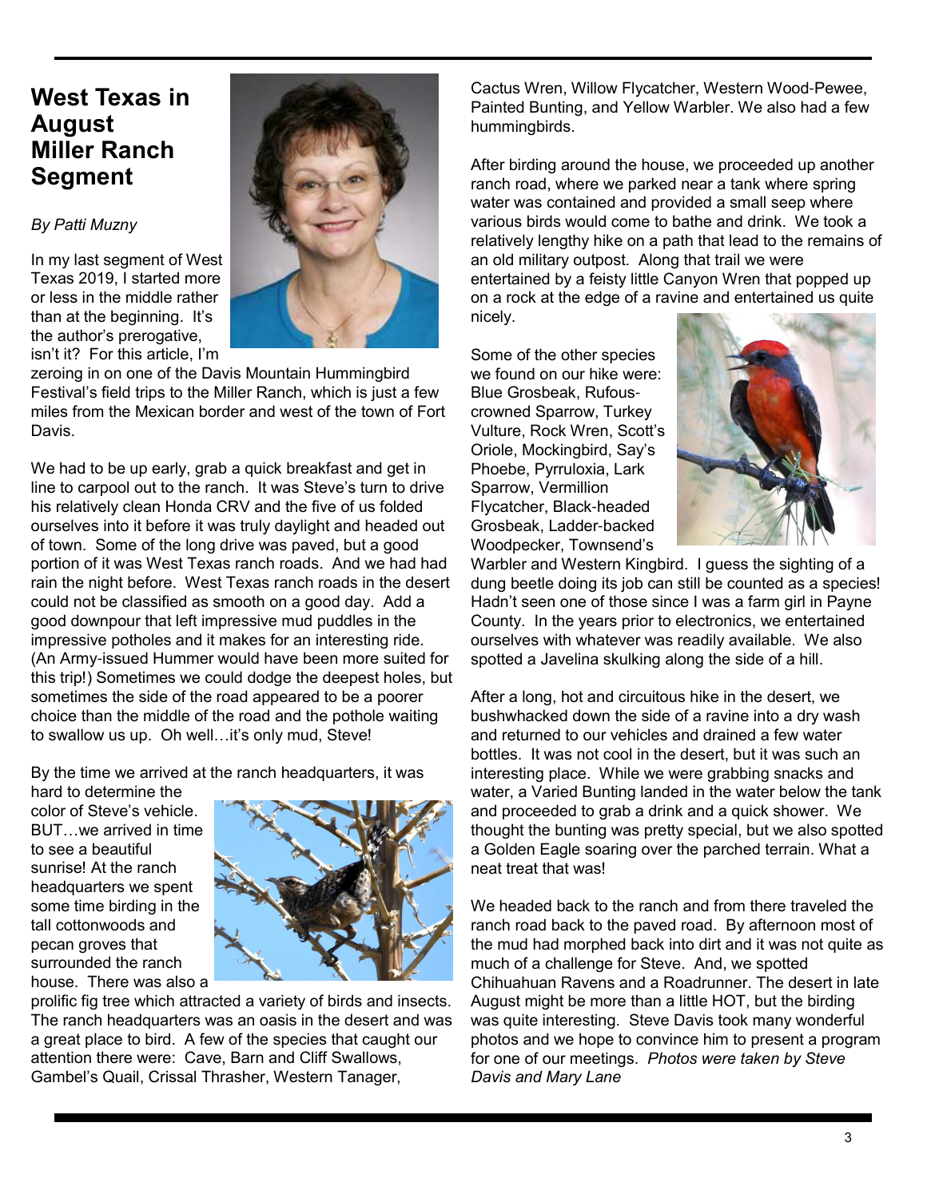# West Texas in August Miller Ranch Segment

*By Patti Muzny*

In my last segment of West Texas 2019, I started more or less in the middle rather than at the beginning. It's the author's prerogative, isn't it? For this article, I'm zeroing in on one of the Davis Mountain Hummingbird Festival's field trips to the Miller Ranch, which is just a few miles from the Mexican border and west of the town of Fort Davis.

We had to be up early, grab a quick breakfast and get in line to carpool out to the ranch. It was Steve's turn to drive his relatively clean Honda CRV and the five of us folded ourselves into it before it was truly daylight and headed out of town. Some of the long drive was paved, but a good portion of it was West Texas ranch roads. And we had had rain the night before. West Texas ranch roads in the desert could not be classified as smooth on a good day. Add a good downpour that left impressive mud puddles in the impressive potholes and it makes for an interesting ride. (An Army-issued Hummer would have been more suited for this trip!) Sometimes we could dodge the deepest holes, but sometimes the side of the road appeared to be a poorer choice than the middle of the road and the pothole waiting to swallow us up. Oh well…it's only mud, Steve!

By the time we arrived at the ranch headquarters, it was hard to determine the color of Steve's vehicle. BUT…we arrived in time to see a beautiful sunrise! At the ranch headquarters we spent some time birding in the tall cottonwoods and pecan groves that surrounded the ranch house. There was also a prolific fig tree which attracted a variety of birds and insects. The ranch headquarters was an oasis in the desert and was a great place to bird. A few of the species that caught our attention there were: Cave, Barn and Cliff Swallows, Gambel's Quail, Crissal Thrasher, Western Tanager, Cactus Wren, Willow Flycatcher, Western Wood-Pewee, Painted Bunting, and Yellow Warbler. We also had a few hummingbirds.

After birding around the house, we proceeded up another ranch road, where we parked near a tank where spring water was contained and provided a small seep where various birds would come to bathe and drink. We took a relatively lengthy hike on a path that lead to the remains of an old military outpost. Along that trail we were entertained by a feisty little Canyon Wren that popped up on a rock at the edge of a ravine and entertained us quite nicely.

Some of the other species we found on our hike were: Blue Grosbeak, Rufous-crowned Sparrow, Turkey Vulture, Rock Wren, Scott's Oriole, Mockingbird, Say's Phoebe, Pyrruloxia, Lark Sparrow, Vermillion Flycatcher, Black-headed Grosbeak, Ladder-backed Woodpecker, Townsend's Warbler and Western Kingbird. I guess the sighting of a dung beetle doing its job can still be counted as a species! Hadn't seen one of those since I was a farm girl in Payne County. In the years prior to electronics, we entertained ourselves with whatever was readily available. We also spotted a Javelina skulking along the side of a hill.

After a long, hot and circuitous hike in the desert, we bushwhacked down the side of a ravine into a dry wash and returned to our vehicles and drained a few water bottles. It was not cool in the desert, but it was such an interesting place. While we were grabbing snacks and water, a Varied Bunting landed in the water below the tank and proceeded to grab a drink and a quick shower. We thought the bunting was pretty special, but we also spotted a Golden Eagle soaring over the parched terrain. What a neat treat that was!

We headed back to the ranch and from there traveled the ranch road back to the paved road. By afternoon most of the mud had morphed back into dirt and it was not quite as much of a challenge for Steve. And, we spotted Chihuahuan Ravens and a Roadrunner. The desert in late August might be more than a little HOT, but the birding was quite interesting. Steve Davis took many wonderful photos and we hope to convince him to present a program for one of our meetings. *Photos were taken by Steve Davis and Mary Lane*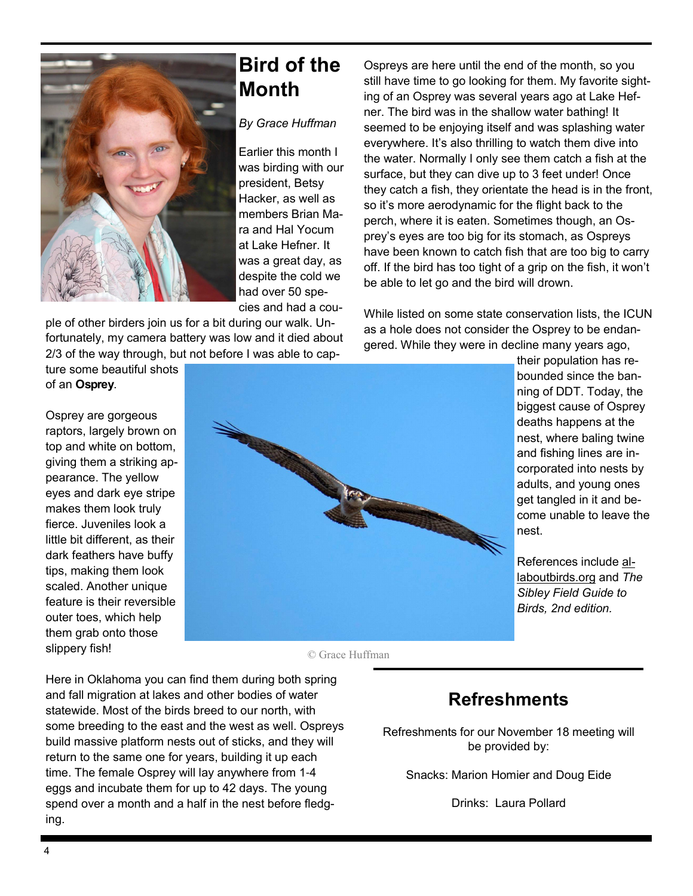# Bird of the Month

*By Grace Huffman*

Earlier this month I was birding with our president, Betsy Hacker, as well as members Brian Mara and Hal Yocum at Lake Hefner. It was a great day, as despite the cold we had over 50 species and had a couple of other birders join us for a bit during our walk. Unfortunately, my camera battery was low and it died about 2/3 of the way through, but not before I was able to capture some beautiful shots of an **Osprey**.

Osprey are gorgeous raptors, largely brown on top and white on bottom, giving them a striking appearance. The yellow eyes and dark eye stripe makes them look truly fierce. Juveniles look a little bit different, as their dark feathers have buffy tips, making them look scaled. Another unique feature is their reversible outer toes, which help them grab onto those slippery fish!

© Grace Huffman

Here in Oklahoma you can find them during both spring and fall migration at lakes and other bodies of water statewide. Most of the birds breed to our north, with some breeding to the east and the west as well. Ospreys build massive platform nests out of sticks, and they will return to the same one for years, building it up each time. The female Osprey will lay anywhere from 1-4 eggs and incubate them for up to 42 days. The young spend over a month and a half in the nest before fledging.

Ospreys are here until the end of the month, so you still have time to go looking for them. My favorite sighting of an Osprey was several years ago at Lake Hefner. The bird was in the shallow water bathing! It seemed to be enjoying itself and was splashing water everywhere. It's also thrilling to watch them dive into the water. Normally I only see them catch a fish at the surface, but they can dive up to 3 feet under! Once they catch a fish, they orientate the head is in the front, so it's more aerodynamic for the flight back to the perch, where it is eaten. Sometimes though, an Osprey's eyes are too big for its stomach, as Ospreys have been known to catch fish that are too big to carry off. If the bird has too tight of a grip on the fish, it won't be able to let go and the bird will drown.

While listed on some state conservation lists, the ICUN as a hole does not consider the Osprey to be endangered. While they were in decline many years ago, their population has rebounded since the banning of DDT. Today, the biggest cause of Osprey deaths happens at the nest, where baling twine and fishing lines are incorporated into nests by adults, and young ones get tangled in it and become unable to leave the nest.

References include allaboutbirds.org and *The Sibley Field Guide to Birds, 2nd edition.*

## Refreshments

Refreshments for our November 18 meeting will be provided by:

Snacks: Marion Homier and Doug Eide

Drinks: Laura Pollard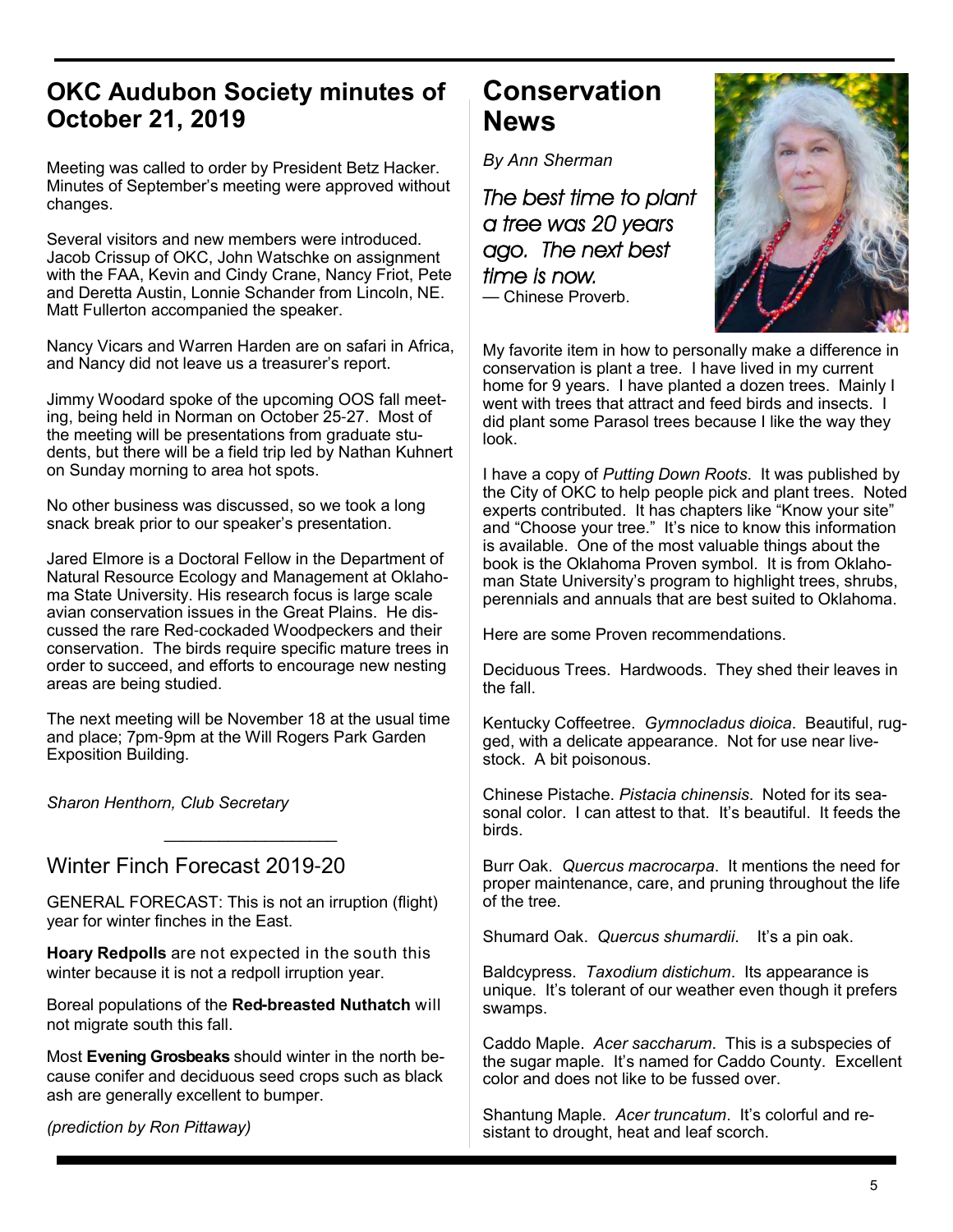## OKC Audubon Society minutes of October 21, 2019

Meeting was called to order by President Betz Hacker. Minutes of September's meeting were approved without changes.

Several visitors and new members were introduced. Jacob Crissup of OKC, John Watschke on assignment with the FAA, Kevin and Cindy Crane, Nancy Friot, Pete and Deretta Austin, Lonnie Schander from Lincoln, NE. Matt Fullerton accompanied the speaker.

Nancy Vicars and Warren Harden are on safari in Africa, and Nancy did not leave us a treasurer's report.

Jimmy Woodard spoke of the upcoming OOS fall meeting, being held in Norman on October 25-27. Most of the meeting will be presentations from graduate students, but there will be a field trip led by Nathan Kuhnert on Sunday morning to area hot spots.

No other business was discussed, so we took a long snack break prior to our speaker's presentation.

Jared Elmore is a Doctoral Fellow in the Department of Natural Resource Ecology and Management at Oklahoma State University. His research focus is large scale avian conservation issues in the Great Plains. He discussed the rare Red-cockaded Woodpeckers and their conservation. The birds require specific mature trees in order to succeed, and efforts to encourage new nesting areas are being studied.

The next meeting will be November 18 at the usual time and place; 7pm-9pm at the Will Rogers Park Garden Exposition Building.

*Sharon Henthorn, Club Secretary*

---

## Winter Finch Forecast 2019-20

GENERAL FORECAST: This is not an irruption (flight) year for winter finches in the East.

**Hoary Redpolls** are not expected in the south this winter because it is not a redpoll irruption year.

Boreal populations of the **Red-breasted Nuthatch** will not migrate south this fall.

Most **Evening Grosbeaks** should winter in the north because conifer and deciduous seed crops such as black ash are generally excellent to bumper.

*(prediction by Ron Pittaway)*

## Conservation News

*By Ann Sherman*

*The best time to plant a tree was 20 years ago. The next best time is now.*
— Chinese Proverb.

My favorite item in how to personally make a difference in conservation is plant a tree. I have lived in my current home for 9 years. I have planted a dozen trees. Mainly I went with trees that attract and feed birds and insects. I did plant some Parasol trees because I like the way they look.

I have a copy of *Putting Down Roots*. It was published by the City of OKC to help people pick and plant trees. Noted experts contributed. It has chapters like "Know your site" and "Choose your tree." It's nice to know this information is available. One of the most valuable things about the book is the Oklahoma Proven symbol. It is from Oklahoman State University's program to highlight trees, shrubs, perennials and annuals that are best suited to Oklahoma.

Here are some Proven recommendations.

Deciduous Trees. Hardwoods. They shed their leaves in the fall.

Kentucky Coffeetree. *Gymnocladus dioica*. Beautiful, rugged, with a delicate appearance. Not for use near livestock. A bit poisonous.

Chinese Pistache. *Pistacia chinensis*. Noted for its seasonal color. I can attest to that. It's beautiful. It feeds the birds.

Burr Oak. *Quercus macrocarpa*. It mentions the need for proper maintenance, care, and pruning throughout the life of the tree.

Shumard Oak. *Quercus shumardii*. It's a pin oak.

Baldcypress. *Taxodium distichum*. Its appearance is unique. It's tolerant of our weather even though it prefers swamps.

Caddo Maple. *Acer saccharum*. This is a subspecies of the sugar maple. It's named for Caddo County. Excellent color and does not like to be fussed over.

Shantung Maple. *Acer truncatum*. It's colorful and resistant to drought, heat and leaf scorch.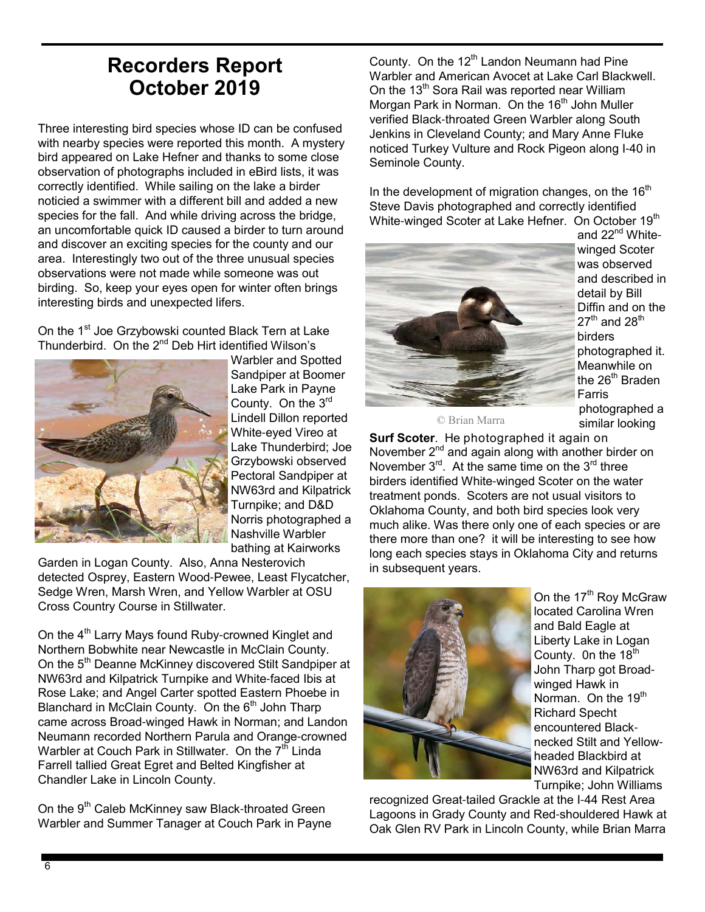# Recorders Report October 2019

Three interesting bird species whose ID can be confused with nearby species were reported this month. A mystery bird appeared on Lake Hefner and thanks to some close observation of photographs included in eBird lists, it was correctly identified. While sailing on the lake a birder noticied a swimmer with a different bill and added a new species for the fall. And while driving across the bridge, an uncomfortable quick ID caused a birder to turn around and discover an exciting species for the county and our area. Interestingly two out of the three unusual species observations were not made while someone was out birding. So, keep your eyes open for winter often brings interesting birds and unexpected lifers.

On the 1st Joe Grzybowski counted Black Tern at Lake Thunderbird. On the 2nd Deb Hirt identified Wilson's Warbler and Spotted Sandpiper at Boomer Lake Park in Payne County. On the 3rd Lindell Dillon reported White-eyed Vireo at Lake Thunderbird; Joe Grzybowski observed Pectoral Sandpiper at NW63rd and Kilpatrick Turnpike; and D&D Norris photographed a Nashville Warbler bathing at Kairworks Garden in Logan County. Also, Anna Nesterovich detected Osprey, Eastern Wood-Pewee, Least Flycatcher, Sedge Wren, Marsh Wren, and Yellow Warbler at OSU Cross Country Course in Stillwater.

On the 4th Larry Mays found Ruby-crowned Kinglet and Northern Bobwhite near Newcastle in McClain County. On the 5th Deanne McKinney discovered Stilt Sandpiper at NW63rd and Kilpatrick Turnpike and White-faced Ibis at Rose Lake; and Angel Carter spotted Eastern Phoebe in Blanchard in McClain County. On the 6th John Tharp came across Broad-winged Hawk in Norman; and Landon Neumann recorded Northern Parula and Orange-crowned Warbler at Couch Park in Stillwater. On the 7th Linda Farrell tallied Great Egret and Belted Kingfisher at Chandler Lake in Lincoln County.

On the 9th Caleb McKinney saw Black-throated Green Warbler and Summer Tanager at Couch Park in Payne County. On the 12th Landon Neumann had Pine Warbler and American Avocet at Lake Carl Blackwell. On the 13th Sora Rail was reported near William Morgan Park in Norman. On the 16th John Muller verified Black-throated Green Warbler along South Jenkins in Cleveland County; and Mary Anne Fluke noticed Turkey Vulture and Rock Pigeon along I-40 in Seminole County.

In the development of migration changes, on the 16th Steve Davis photographed and correctly identified White-winged Scoter at Lake Hefner. On October 19th and 22nd White-winged Scoter was observed and described in detail by Bill Diffin and on the 27th and 28th birders photographed it. Meanwhile on the 26th Braden Farris photographed a similar looking **Surf Scoter**. He photographed it again on November 2nd and again along with another birder on November 3rd. At the same time on the 3rd three birders identified White-winged Scoter on the water treatment ponds. Scoters are not usual visitors to Oklahoma County, and both bird species look very much alike. Was there only one of each species or are there more than one? it will be interesting to see how long each species stays in Oklahoma City and returns in subsequent years.

© Brian Marra

On the 17th Roy McGraw located Carolina Wren and Bald Eagle at Liberty Lake in Logan County. 0n the 18th John Tharp got Broad-winged Hawk in Norman. On the 19th Richard Specht encountered Black-necked Stilt and Yellow-headed Blackbird at NW63rd and Kilpatrick Turnpike; John Williams recognized Great-tailed Grackle at the I-44 Rest Area Lagoons in Grady County and Red-shouldered Hawk at Oak Glen RV Park in Lincoln County, while Brian Marra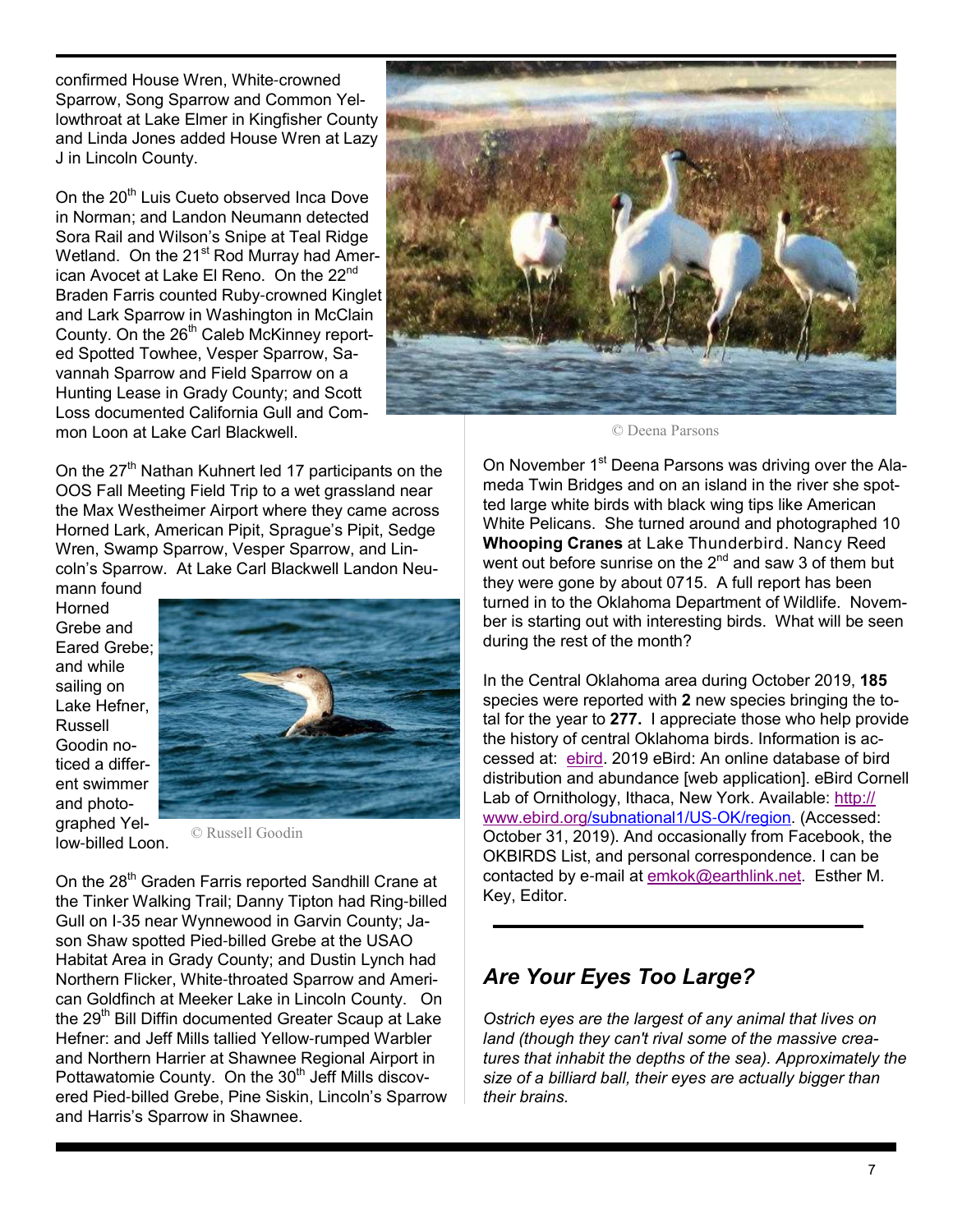confirmed House Wren, White-crowned Sparrow, Song Sparrow and Common Yellowthroat at Lake Elmer in Kingfisher County and Linda Jones added House Wren at Lazy J in Lincoln County.

On the 20th Luis Cueto observed Inca Dove in Norman; and Landon Neumann detected Sora Rail and Wilson's Snipe at Teal Ridge Wetland. On the 21st Rod Murray had American Avocet at Lake El Reno. On the 22nd Braden Farris counted Ruby-crowned Kinglet and Lark Sparrow in Washington in McClain County. On the 26th Caleb McKinney reported Spotted Towhee, Vesper Sparrow, Savannah Sparrow and Field Sparrow on a Hunting Lease in Grady County; and Scott Loss documented California Gull and Common Loon at Lake Carl Blackwell.

On the 27th Nathan Kuhnert led 17 participants on the OOS Fall Meeting Field Trip to a wet grassland near the Max Westheimer Airport where they came across Horned Lark, American Pipit, Sprague's Pipit, Sedge Wren, Swamp Sparrow, Vesper Sparrow, and Lincoln's Sparrow. At Lake Carl Blackwell Landon Neumann found Horned Grebe and Eared Grebe; and while sailing on Lake Hefner, Russell Goodin noticed a different swimmer and photographed Yellow-billed Loon.

© Russell Goodin

On the 28th Graden Farris reported Sandhill Crane at the Tinker Walking Trail; Danny Tipton had Ring-billed Gull on I-35 near Wynnewood in Garvin County; Jason Shaw spotted Pied-billed Grebe at the USAO Habitat Area in Grady County; and Dustin Lynch had Northern Flicker, White-throated Sparrow and American Goldfinch at Meeker Lake in Lincoln County. On the 29th Bill Diffin documented Greater Scaup at Lake Hefner: and Jeff Mills tallied Yellow-rumped Warbler and Northern Harrier at Shawnee Regional Airport in Pottawatomie County. On the 30th Jeff Mills discovered Pied-billed Grebe, Pine Siskin, Lincoln's Sparrow and Harris's Sparrow in Shawnee.

© Deena Parsons

On November 1st Deena Parsons was driving over the Alameda Twin Bridges and on an island in the river she spotted large white birds with black wing tips like American White Pelicans. She turned around and photographed 10 **Whooping Cranes** at Lake Thunderbird. Nancy Reed went out before sunrise on the 2nd and saw 3 of them but they were gone by about 0715. A full report has been turned in to the Oklahoma Department of Wildlife. November is starting out with interesting birds. What will be seen during the rest of the month?

In the Central Oklahoma area during October 2019, **185** species were reported with **2** new species bringing the total for the year to **277.** I appreciate those who help provide the history of central Oklahoma birds. Information is accessed at: ebird. 2019 eBird: An online database of bird distribution and abundance [web application]. eBird Cornell Lab of Ornithology, Ithaca, New York. Available: http://www.ebird.org/subnational1/US-OK/region. (Accessed: October 31, 2019). And occasionally from Facebook, the OKBIRDS List, and personal correspondence. I can be contacted by e-mail at emkok@earthlink.net. Esther M. Key, Editor.

## *Are Your Eyes Too Large?*

*Ostrich eyes are the largest of any animal that lives on land (though they can't rival some of the massive creatures that inhabit the depths of the sea). Approximately the size of a billiard ball, their eyes are actually bigger than their brains.*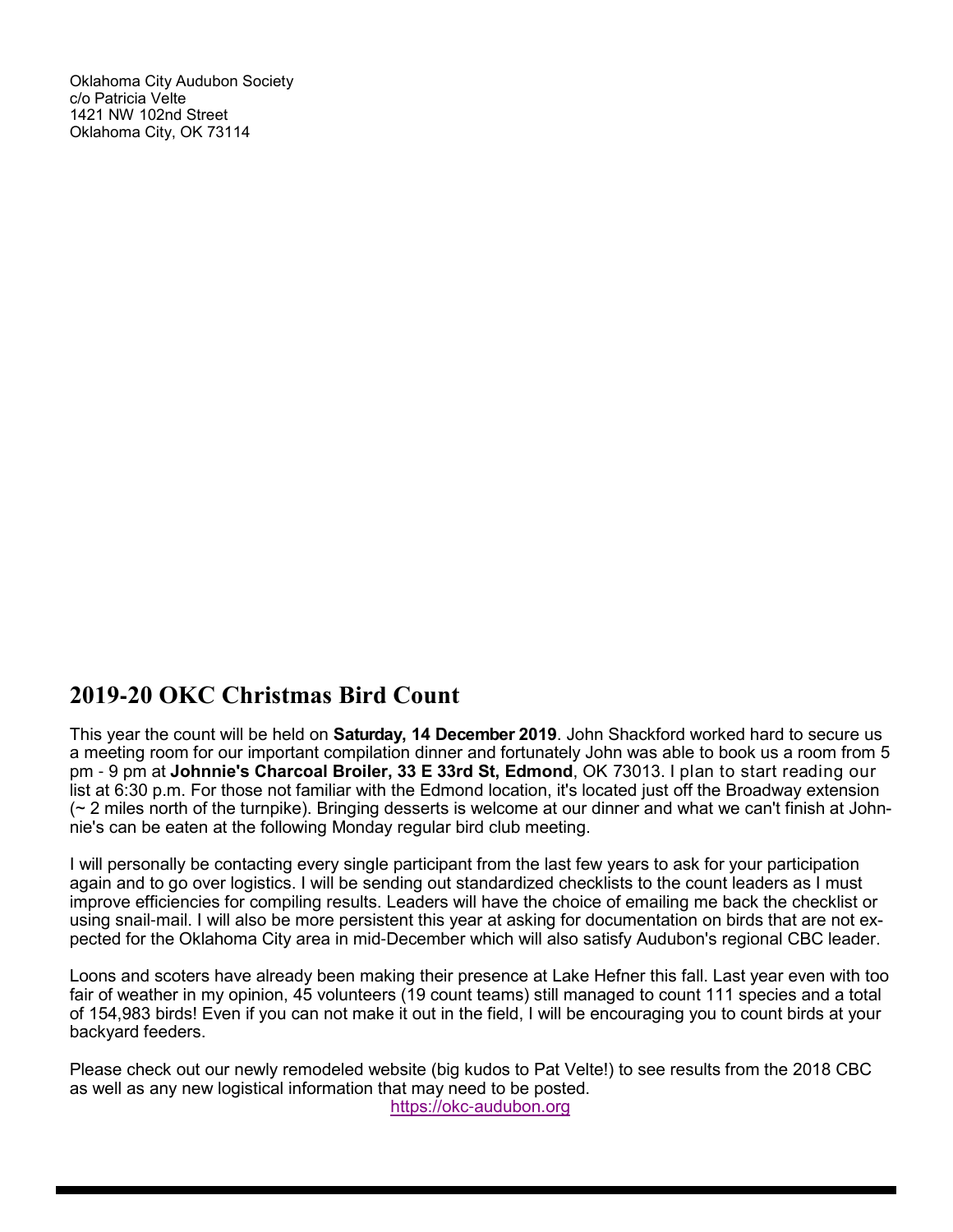Oklahoma City Audubon Society
c/o Patricia Velte
1421 NW 102nd Street
Oklahoma City, OK 73114

## 2019-20 OKC Christmas Bird Count

This year the count will be held on **Saturday, 14 December 2019**. John Shackford worked hard to secure us a meeting room for our important compilation dinner and fortunately John was able to book us a room from 5 pm - 9 pm at **Johnnie's Charcoal Broiler, 33 E 33rd St, Edmond**, OK 73013. I plan to start reading our list at 6:30 p.m. For those not familiar with the Edmond location, it's located just off the Broadway extension (~ 2 miles north of the turnpike). Bringing desserts is welcome at our dinner and what we can't finish at Johnnie's can be eaten at the following Monday regular bird club meeting.

I will personally be contacting every single participant from the last few years to ask for your participation again and to go over logistics. I will be sending out standardized checklists to the count leaders as I must improve efficiencies for compiling results. Leaders will have the choice of emailing me back the checklist or using snail-mail. I will also be more persistent this year at asking for documentation on birds that are not expected for the Oklahoma City area in mid-December which will also satisfy Audubon's regional CBC leader.

Loons and scoters have already been making their presence at Lake Hefner this fall. Last year even with too fair of weather in my opinion, 45 volunteers (19 count teams) still managed to count 111 species and a total of 154,983 birds! Even if you can not make it out in the field, I will be encouraging you to count birds at your backyard feeders.

Please check out our newly remodeled website (big kudos to Pat Velte!) to see results from the 2018 CBC as well as any new logistical information that may need to be posted.

https://okc-audubon.org